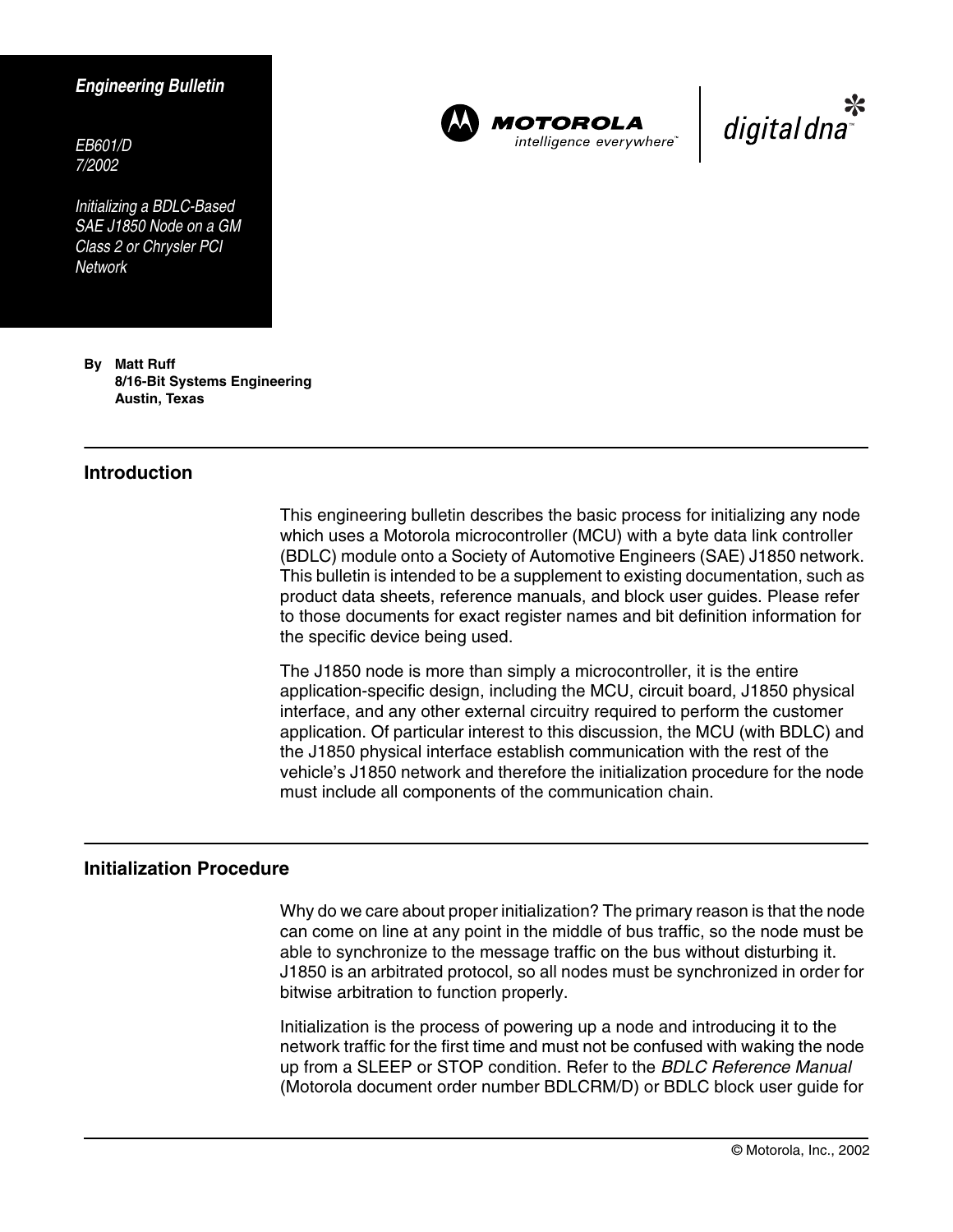*Engineering Bulletin*

*EB601/D*
*7/2002*

*Initializing a BDLC-Based SAE J1850 Node on a GM Class 2 or Chrysler PCI Network*

**By Matt Ruff**
**8/16-Bit Systems Engineering**
**Austin, Texas**

## Introduction

This engineering bulletin describes the basic process for initializing any node which uses a Motorola microcontroller (MCU) with a byte data link controller (BDLC) module onto a Society of Automotive Engineers (SAE) J1850 network. This bulletin is intended to be a supplement to existing documentation, such as product data sheets, reference manuals, and block user guides. Please refer to those documents for exact register names and bit definition information for the specific device being used.

The J1850 node is more than simply a microcontroller, it is the entire application-specific design, including the MCU, circuit board, J1850 physical interface, and any other external circuitry required to perform the customer application. Of particular interest to this discussion, the MCU (with BDLC) and the J1850 physical interface establish communication with the rest of the vehicle's J1850 network and therefore the initialization procedure for the node must include all components of the communication chain.

## Initialization Procedure

Why do we care about proper initialization? The primary reason is that the node can come on line at any point in the middle of bus traffic, so the node must be able to synchronize to the message traffic on the bus without disturbing it. J1850 is an arbitrated protocol, so all nodes must be synchronized in order for bitwise arbitration to function properly.

Initialization is the process of powering up a node and introducing it to the network traffic for the first time and must not be confused with waking the node up from a SLEEP or STOP condition. Refer to the *BDLC Reference Manual* (Motorola document order number BDLCRM/D) or BDLC block user guide for

© Motorola, Inc., 2002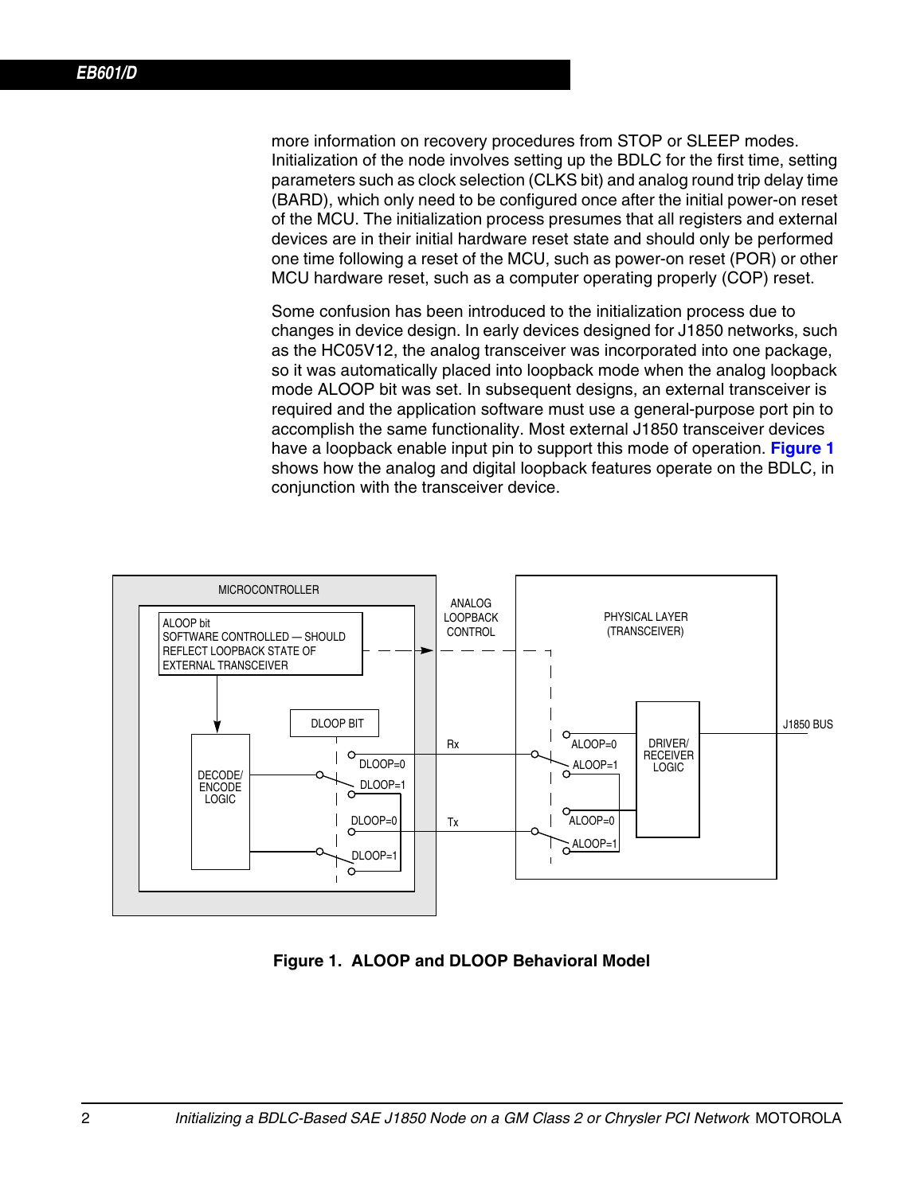more information on recovery procedures from STOP or SLEEP modes. Initialization of the node involves setting up the BDLC for the first time, setting parameters such as clock selection (CLKS bit) and analog round trip delay time (BARD), which only need to be configured once after the initial power-on reset of the MCU. The initialization process presumes that all registers and external devices are in their initial hardware reset state and should only be performed one time following a reset of the MCU, such as power-on reset (POR) or other MCU hardware reset, such as a computer operating properly (COP) reset.

Some confusion has been introduced to the initialization process due to changes in device design. In early devices designed for J1850 networks, such as the HC05V12, the analog transceiver was incorporated into one package, so it was automatically placed into loopback mode when the analog loopback mode ALOOP bit was set. In subsequent designs, an external transceiver is required and the application software must use a general-purpose port pin to accomplish the same functionality. Most external J1850 transceiver devices have a loopback enable input pin to support this mode of operation. **Figure 1** shows how the analog and digital loopback features operate on the BDLC, in conjunction with the transceiver device.

MICROCONTROLLER

ALOOP bit
SOFTWARE CONTROLLED — SHOULD REFLECT LOOPBACK STATE OF EXTERNAL TRANSCEIVER

DECODE/ ENCODE LOGIC

DLOOP BIT

DLOOP=0 DLOOP=1 DLOOP=0 DLOOP=1

ANALOG LOOPBACK CONTROL

Rx

Tx

PHYSICAL LAYER (TRANSCEIVER)

ALOOP=0 ALOOP=1 ALOOP=0 ALOOP=1

DRIVER/ RECEIVER LOGIC

J1850 BUS

**Figure 1. ALOOP and DLOOP Behavioral Model**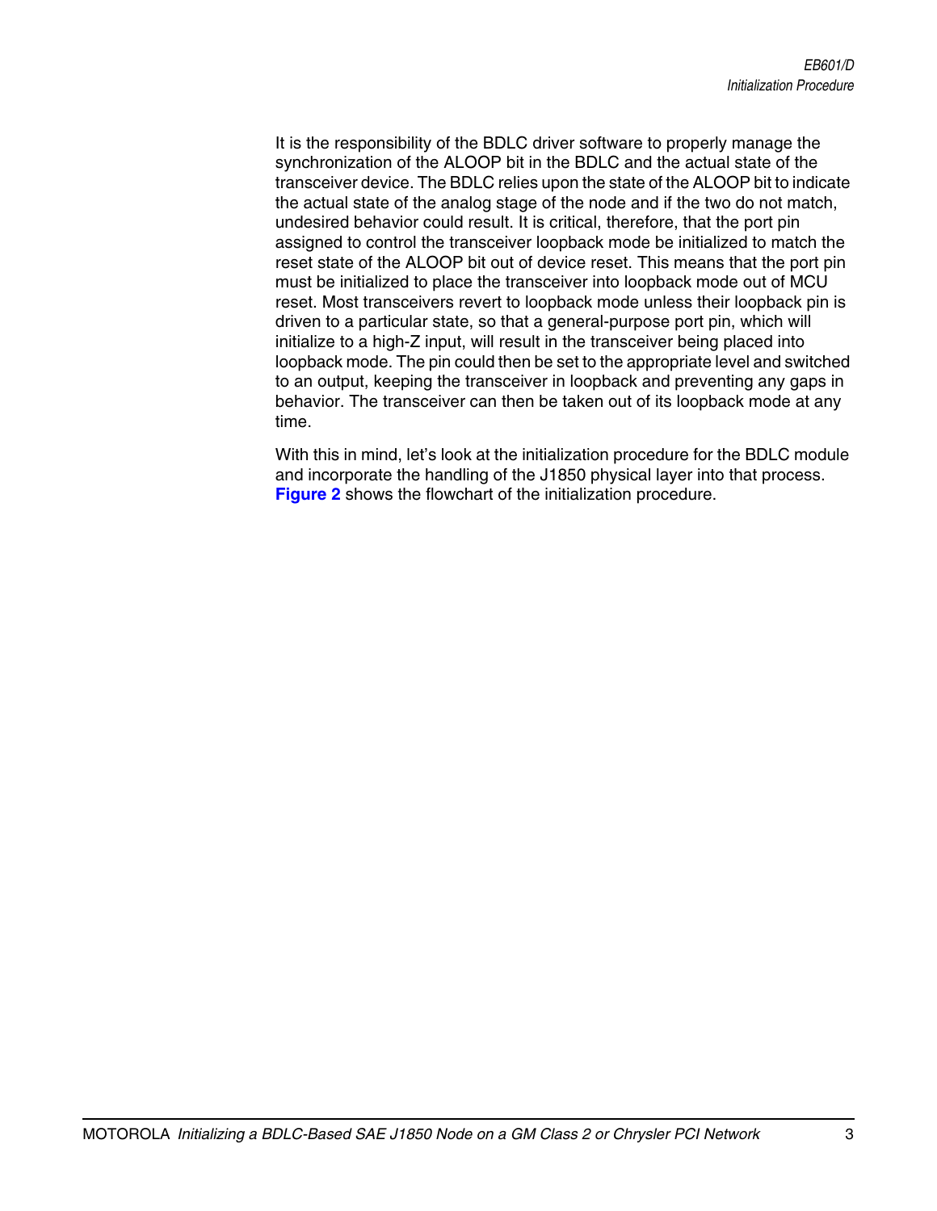It is the responsibility of the BDLC driver software to properly manage the synchronization of the ALOOP bit in the BDLC and the actual state of the transceiver device. The BDLC relies upon the state of the ALOOP bit to indicate the actual state of the analog stage of the node and if the two do not match, undesired behavior could result. It is critical, therefore, that the port pin assigned to control the transceiver loopback mode be initialized to match the reset state of the ALOOP bit out of device reset. This means that the port pin must be initialized to place the transceiver into loopback mode out of MCU reset. Most transceivers revert to loopback mode unless their loopback pin is driven to a particular state, so that a general-purpose port pin, which will initialize to a high-Z input, will result in the transceiver being placed into loopback mode. The pin could then be set to the appropriate level and switched to an output, keeping the transceiver in loopback and preventing any gaps in behavior. The transceiver can then be taken out of its loopback mode at any time.

With this in mind, let's look at the initialization procedure for the BDLC module and incorporate the handling of the J1850 physical layer into that process. **Figure 2** shows the flowchart of the initialization procedure.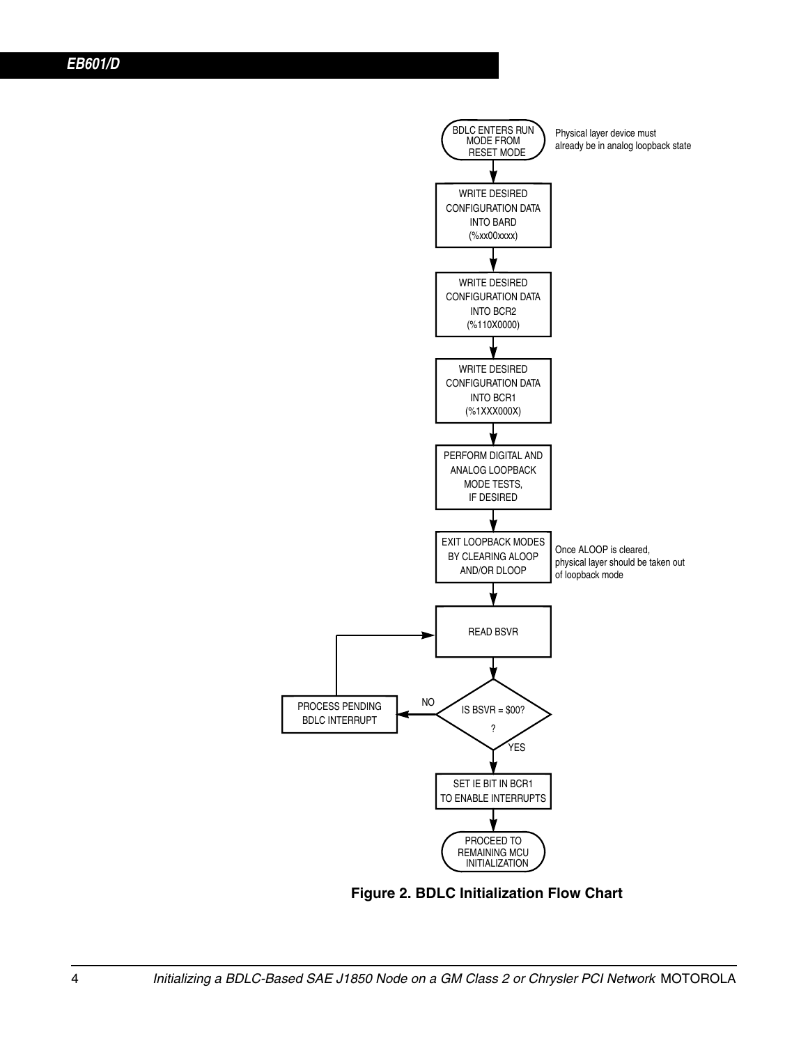BDLC ENTERS RUN MODE FROM RESET MODE

Physical layer device must already be in analog loopback state

WRITE DESIRED CONFIGURATION DATA INTO BARD (%xx00xxxx)

WRITE DESIRED CONFIGURATION DATA INTO BCR2 (%110X0000)

WRITE DESIRED CONFIGURATION DATA INTO BCR1 (%1XXX000X)

PERFORM DIGITAL AND ANALOG LOOPBACK MODE TESTS, IF DESIRED

EXIT LOOPBACK MODES BY CLEARING ALOOP AND/OR DLOOP

Once ALOOP is cleared, physical layer should be taken out of loopback mode

READ BSVR

IS BSVR = $00? ?

NO

PROCESS PENDING BDLC INTERRUPT

YES

SET IE BIT IN BCR1 TO ENABLE INTERRUPTS

PROCEED TO REMAINING MCU INITIALIZATION

**Figure 2. BDLC Initialization Flow Chart**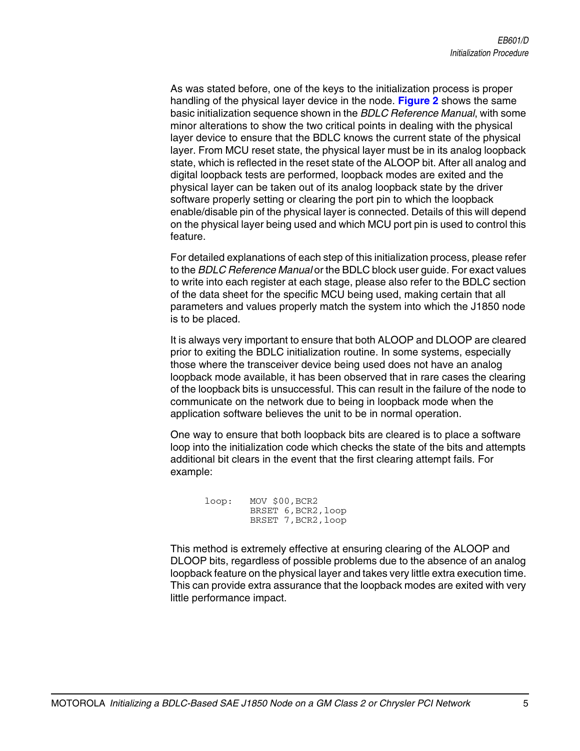As was stated before, one of the keys to the initialization process is proper handling of the physical layer device in the node. **Figure 2** shows the same basic initialization sequence shown in the *BDLC Reference Manual*, with some minor alterations to show the two critical points in dealing with the physical layer device to ensure that the BDLC knows the current state of the physical layer. From MCU reset state, the physical layer must be in its analog loopback state, which is reflected in the reset state of the ALOOP bit. After all analog and digital loopback tests are performed, loopback modes are exited and the physical layer can be taken out of its analog loopback state by the driver software properly setting or clearing the port pin to which the loopback enable/disable pin of the physical layer is connected. Details of this will depend on the physical layer being used and which MCU port pin is used to control this feature.

For detailed explanations of each step of this initialization process, please refer to the *BDLC Reference Manual* or the BDLC block user guide. For exact values to write into each register at each stage, please also refer to the BDLC section of the data sheet for the specific MCU being used, making certain that all parameters and values properly match the system into which the J1850 node is to be placed.

It is always very important to ensure that both ALOOP and DLOOP are cleared prior to exiting the BDLC initialization routine. In some systems, especially those where the transceiver device being used does not have an analog loopback mode available, it has been observed that in rare cases the clearing of the loopback bits is unsuccessful. This can result in the failure of the node to communicate on the network due to being in loopback mode when the application software believes the unit to be in normal operation.

One way to ensure that both loopback bits are cleared is to place a software loop into the initialization code which checks the state of the bits and attempts additional bit clears in the event that the first clearing attempt fails. For example:

```
loop:   MOV $00,BCR2
        BRSET 6,BCR2,loop
        BRSET 7,BCR2,loop
```

This method is extremely effective at ensuring clearing of the ALOOP and DLOOP bits, regardless of possible problems due to the absence of an analog loopback feature on the physical layer and takes very little extra execution time. This can provide extra assurance that the loopback modes are exited with very little performance impact.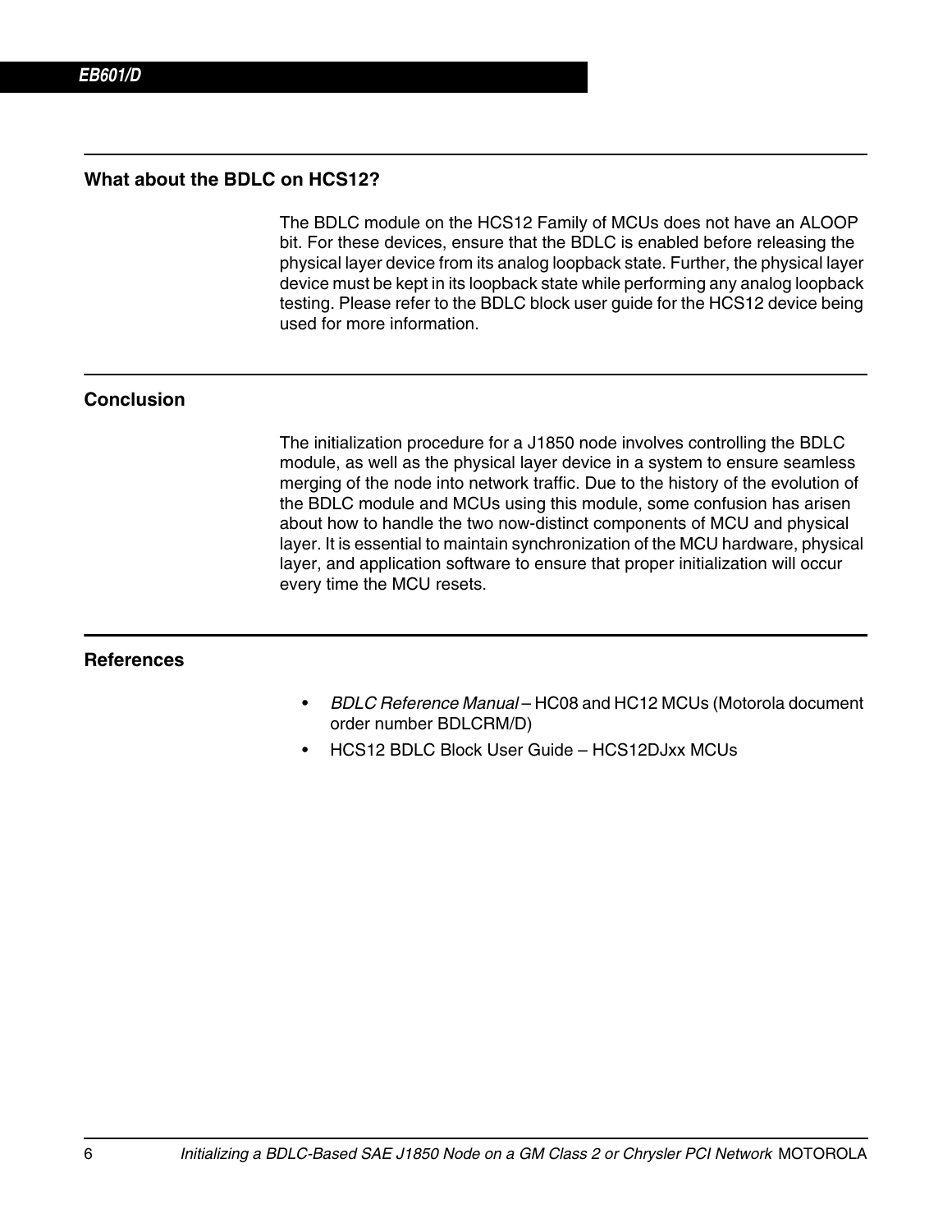## What about the BDLC on HCS12?

The BDLC module on the HCS12 Family of MCUs does not have an ALOOP bit. For these devices, ensure that the BDLC is enabled before releasing the physical layer device from its analog loopback state. Further, the physical layer device must be kept in its loopback state while performing any analog loopback testing. Please refer to the BDLC block user guide for the HCS12 device being used for more information.

## Conclusion

The initialization procedure for a J1850 node involves controlling the BDLC module, as well as the physical layer device in a system to ensure seamless merging of the node into network traffic. Due to the history of the evolution of the BDLC module and MCUs using this module, some confusion has arisen about how to handle the two now-distinct components of MCU and physical layer. It is essential to maintain synchronization of the MCU hardware, physical layer, and application software to ensure that proper initialization will occur every time the MCU resets.

## References

- *BDLC Reference Manual* – HC08 and HC12 MCUs (Motorola document order number BDLCRM/D)
- HCS12 BDLC Block User Guide – HCS12DJxx MCUs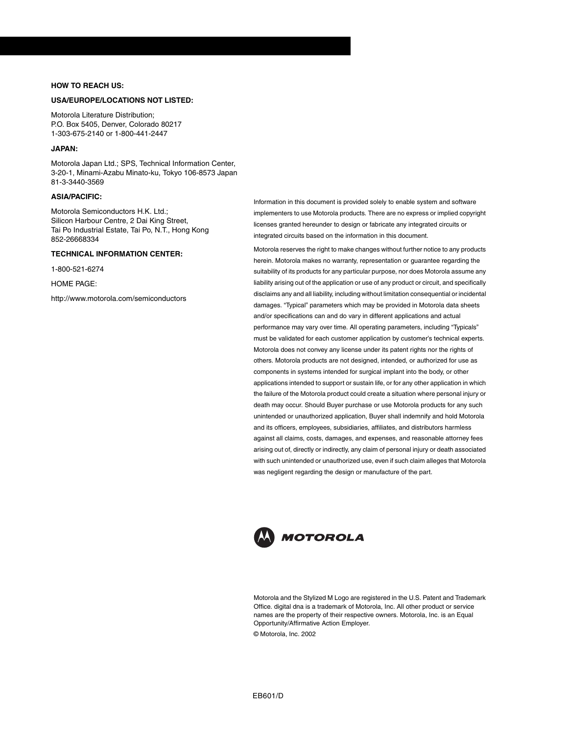**HOW TO REACH US:**

**USA/EUROPE/LOCATIONS NOT LISTED:**

Motorola Literature Distribution;
P.O. Box 5405, Denver, Colorado 80217
1-303-675-2140 or 1-800-441-2447

**JAPAN:**

Motorola Japan Ltd.; SPS, Technical Information Center,
3-20-1, Minami-Azabu Minato-ku, Tokyo 106-8573 Japan
81-3-3440-3569

**ASIA/PACIFIC:**

Motorola Semiconductors H.K. Ltd.;
Silicon Harbour Centre, 2 Dai King Street,
Tai Po Industrial Estate, Tai Po, N.T., Hong Kong
852-26668334

**TECHNICAL INFORMATION CENTER:**

1-800-521-6274

HOME PAGE:

http://www.motorola.com/semiconductors

Information in this document is provided solely to enable system and software implementers to use Motorola products. There are no express or implied copyright licenses granted hereunder to design or fabricate any integrated circuits or integrated circuits based on the information in this document.

Motorola reserves the right to make changes without further notice to any products herein. Motorola makes no warranty, representation or guarantee regarding the suitability of its products for any particular purpose, nor does Motorola assume any liability arising out of the application or use of any product or circuit, and specifically disclaims any and all liability, including without limitation consequential or incidental damages. “Typical” parameters which may be provided in Motorola data sheets and/or specifications can and do vary in different applications and actual performance may vary over time. All operating parameters, including “Typicals” must be validated for each customer application by customer’s technical experts. Motorola does not convey any license under its patent rights nor the rights of others. Motorola products are not designed, intended, or authorized for use as components in systems intended for surgical implant into the body, or other applications intended to support or sustain life, or for any other application in which the failure of the Motorola product could create a situation where personal injury or death may occur. Should Buyer purchase or use Motorola products for any such unintended or unauthorized application, Buyer shall indemnify and hold Motorola and its officers, employees, subsidiaries, affiliates, and distributors harmless against all claims, costs, damages, and expenses, and reasonable attorney fees arising out of, directly or indirectly, any claim of personal injury or death associated with such unintended or unauthorized use, even if such claim alleges that Motorola was negligent regarding the design or manufacture of the part.

MOTOROLA

Motorola and the Stylized M Logo are registered in the U.S. Patent and Trademark Office. digital dna is a trademark of Motorola, Inc. All other product or service names are the property of their respective owners. Motorola, Inc. is an Equal Opportunity/Affirmative Action Employer.

© Motorola, Inc. 2002

EB601/D